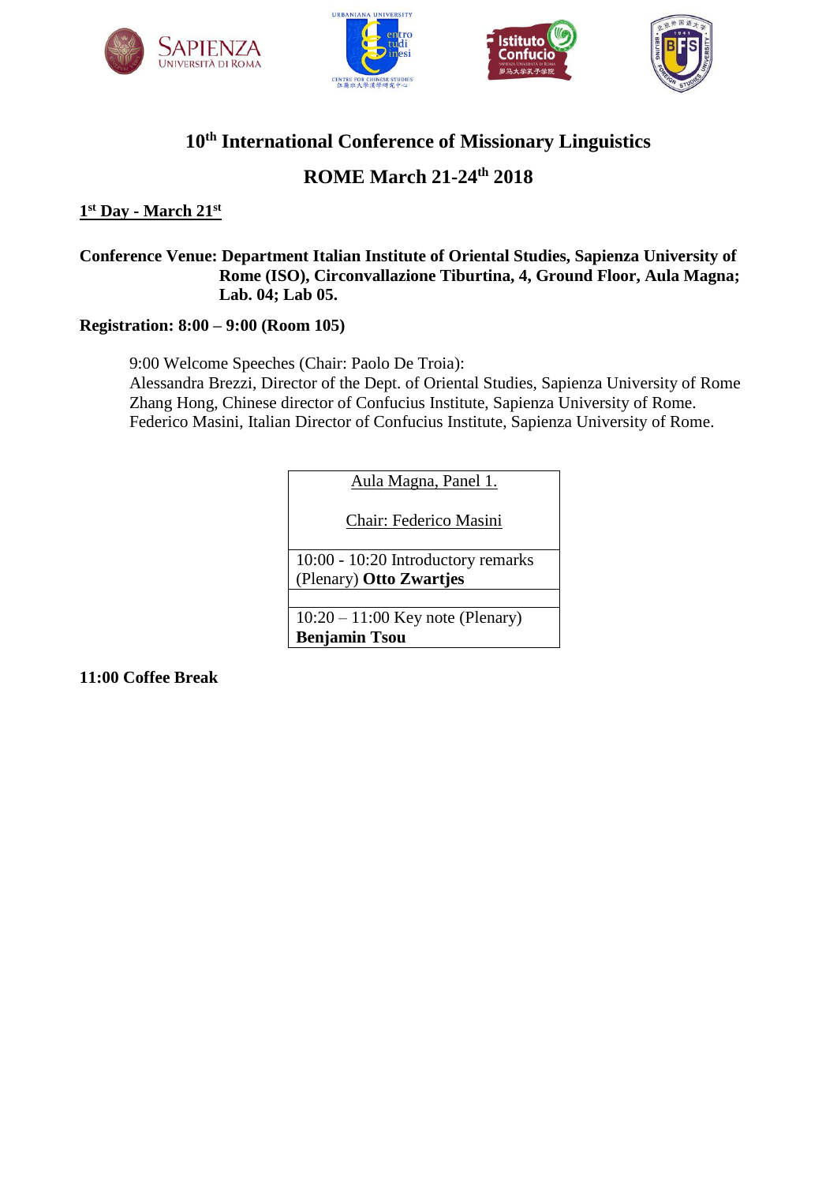# 10th International Conference of Missionary Linguistics

## ROME March 21-24th 2018

**1st Day - March 21st**

**Conference Venue: Department Italian Institute of Oriental Studies, Sapienza University of Rome (ISO), Circonvallazione Tiburtina, 4, Ground Floor, Aula Magna; Lab. 04; Lab 05.**

**Registration: 8:00 – 9:00 (Room 105)**

9:00 Welcome Speeches (Chair: Paolo De Troia):
Alessandra Brezzi, Director of the Dept. of Oriental Studies, Sapienza University of Rome
Zhang Hong, Chinese director of Confucius Institute, Sapienza University of Rome.
Federico Masini, Italian Director of Confucius Institute, Sapienza University of Rome.

| Aula Magna, Panel 1.<br><br>Chair: Federico Masini |
|---|
| 10:00 - 10:20 Introductory remarks (Plenary) **Otto Zwartjes** |
| |
| 10:20 – 11:00 Key note (Plenary) **Benjamin Tsou** |

**11:00 Coffee Break**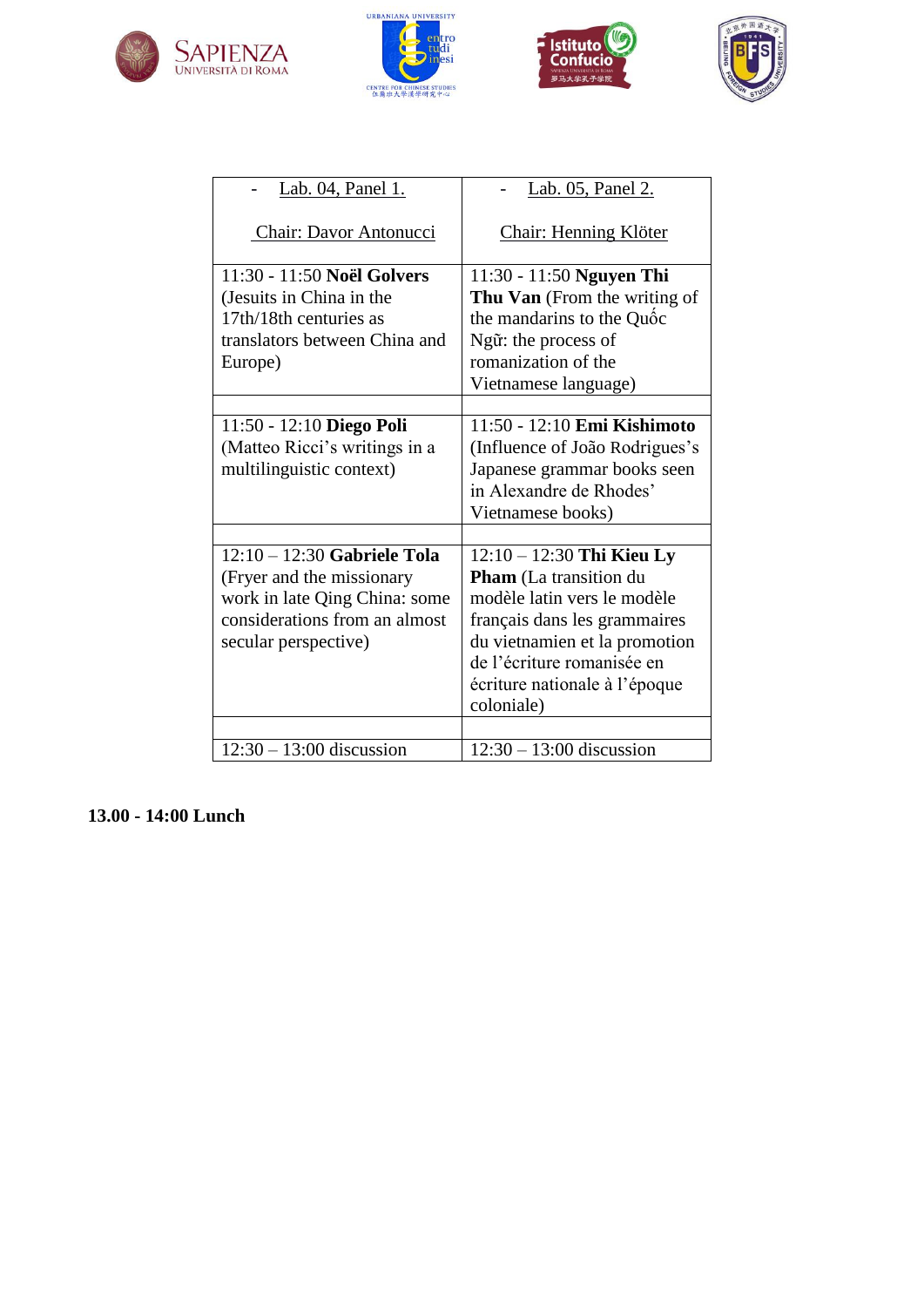| - Lab. 04, Panel 1.<br><br>Chair: Davor Antonucci | - Lab. 05, Panel 2.<br><br>Chair: Henning Klöter |
|---|---|
| 11:30 - 11:50 **Noël Golvers** (Jesuits in China in the 17th/18th centuries as translators between China and Europe) | 11:30 - 11:50 **Nguyen Thi Thu Van** (From the writing of the mandarins to the Quốc Ngữ: the process of romanization of the Vietnamese language) |
| | |
| 11:50 - 12:10 **Diego Poli** (Matteo Ricci's writings in a multilinguistic context) | 11:50 - 12:10 **Emi Kishimoto** (Influence of João Rodrigues's Japanese grammar books seen in Alexandre de Rhodes' Vietnamese books) |
| | |
| 12:10 – 12:30 **Gabriele Tola** (Fryer and the missionary work in late Qing China: some considerations from an almost secular perspective) | 12:10 – 12:30 **Thi Kieu Ly Pham** (La transition du modèle latin vers le modèle français dans les grammaires du vietnamien et la promotion de l'écriture romanisée en écriture nationale à l'époque coloniale) |
| | |
| 12:30 – 13:00 discussion | 12:30 – 13:00 discussion |

**13.00 - 14:00 Lunch**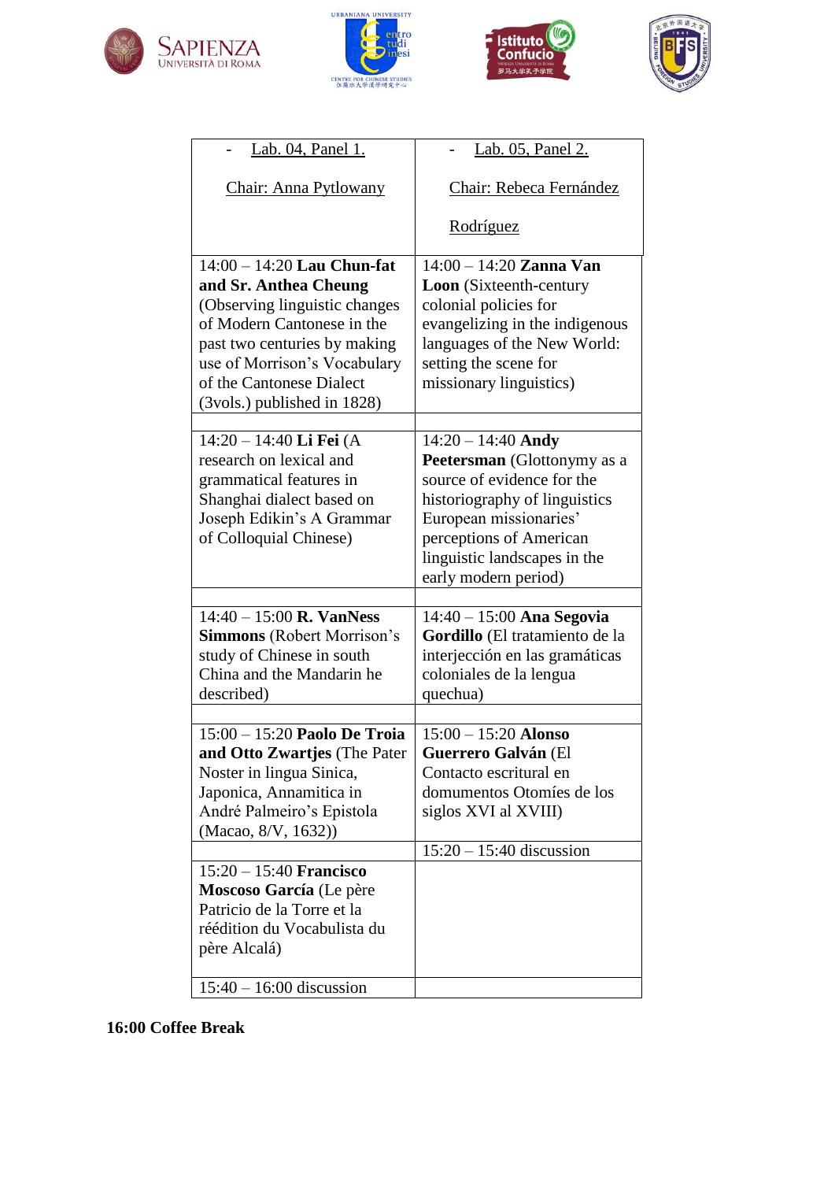| - Lab. 04, Panel 1. Chair: Anna Pytlowany | - Lab. 05, Panel 2. Chair: Rebeca Fernández Rodríguez |
|---|---|
| 14:00 – 14:20 **Lau Chun-fat and Sr. Anthea Cheung** (Observing linguistic changes of Modern Cantonese in the past two centuries by making use of Morrison's Vocabulary of the Cantonese Dialect (3vols.) published in 1828) | 14:00 – 14:20 **Zanna Van Loon** (Sixteenth-century colonial policies for evangelizing in the indigenous languages of the New World: setting the scene for missionary linguistics) |
| | |
| 14:20 – 14:40 **Li Fei** (A research on lexical and grammatical features in Shanghai dialect based on Joseph Edikin's A Grammar of Colloquial Chinese) | 14:20 – 14:40 **Andy Peetersman** (Glottonymy as a source of evidence for the historiography of linguistics European missionaries' perceptions of American linguistic landscapes in the early modern period) |
| | |
| 14:40 – 15:00 **R. VanNess Simmons** (Robert Morrison's study of Chinese in south China and the Mandarin he described) | 14:40 – 15:00 **Ana Segovia Gordillo** (El tratamiento de la interjección en las gramáticas coloniales de la lengua quechua) |
| | |
| 15:00 – 15:20 **Paolo De Troia and Otto Zwartjes** (The Pater Noster in lingua Sinica, Japonica, Annamitica in André Palmeiro's Epistola (Macao, 8/V, 1632)) | 15:00 – 15:20 **Alonso Guerrero Galván** (El Contacto escritural en domumentos Otomíes de los siglos XVI al XVIII) |
| | 15:20 – 15:40 discussion |
| 15:20 – 15:40 **Francisco Moscoso García** (Le père Patricio de la Torre et la réédition du Vocabulista du père Alcalá) | |
| 15:40 – 16:00 discussion | |

**16:00 Coffee Break**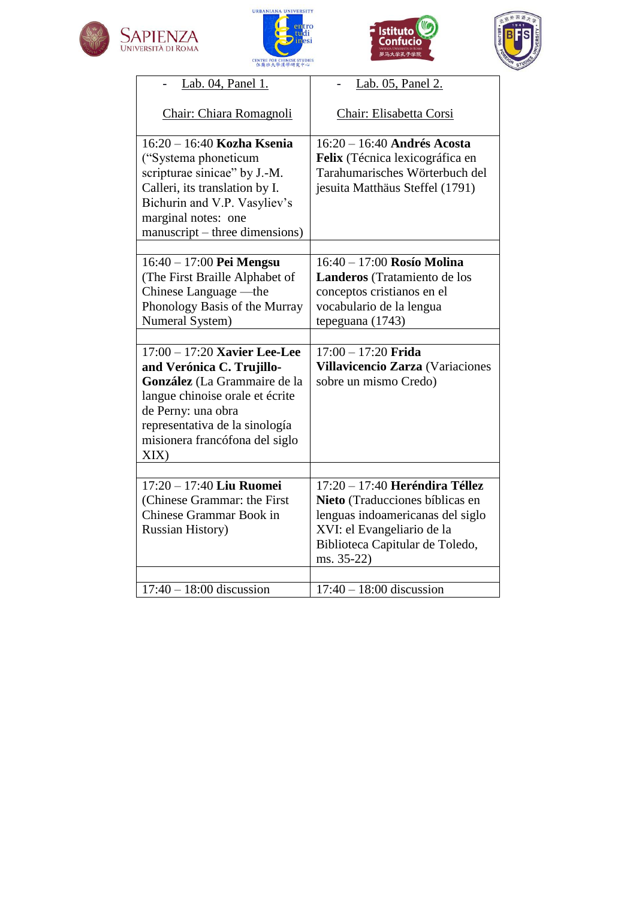| - Lab. 04, Panel 1.<br><br>Chair: Chiara Romagnoli | - Lab. 05, Panel 2.<br><br>Chair: Elisabetta Corsi |
| --- | --- |
| 16:20 – 16:40 **Kozha Ksenia** ("Systema phoneticum scripturae sinicae" by J.-M. Calleri, its translation by I. Bichurin and V.P. Vasyliev's marginal notes: one manuscript – three dimensions) | 16:20 – 16:40 **Andrés Acosta Felix** (Técnica lexicográfica en Tarahumarisches Wörterbuch del jesuita Matthäus Steffel (1791) |
| | |
| 16:40 – 17:00 **Pei Mengsu** (The First Braille Alphabet of Chinese Language —the Phonology Basis of the Murray Numeral System) | 16:40 – 17:00 **Rosío Molina Landeros** (Tratamiento de los conceptos cristianos en el vocabulario de la lengua tepeguana (1743) |
| | |
| 17:00 – 17:20 **Xavier Lee-Lee and Verónica C. Trujillo-González** (La Grammaire de la langue chinoise orale et écrite de Perny: una obra representativa de la sinología misionera francófona del siglo XIX) | 17:00 – 17:20 **Frida Villavicencio Zarza** (Variaciones sobre un mismo Credo) |
| | |
| 17:20 – 17:40 **Liu Ruomei** (Chinese Grammar: the First Chinese Grammar Book in Russian History) | 17:20 – 17:40 **Heréndira Téllez Nieto** (Traducciones bíblicas en lenguas indoamericanas del siglo XVI: el Evangeliario de la Biblioteca Capitular de Toledo, ms. 35-22) |
| | |
| 17:40 – 18:00 discussion | 17:40 – 18:00 discussion |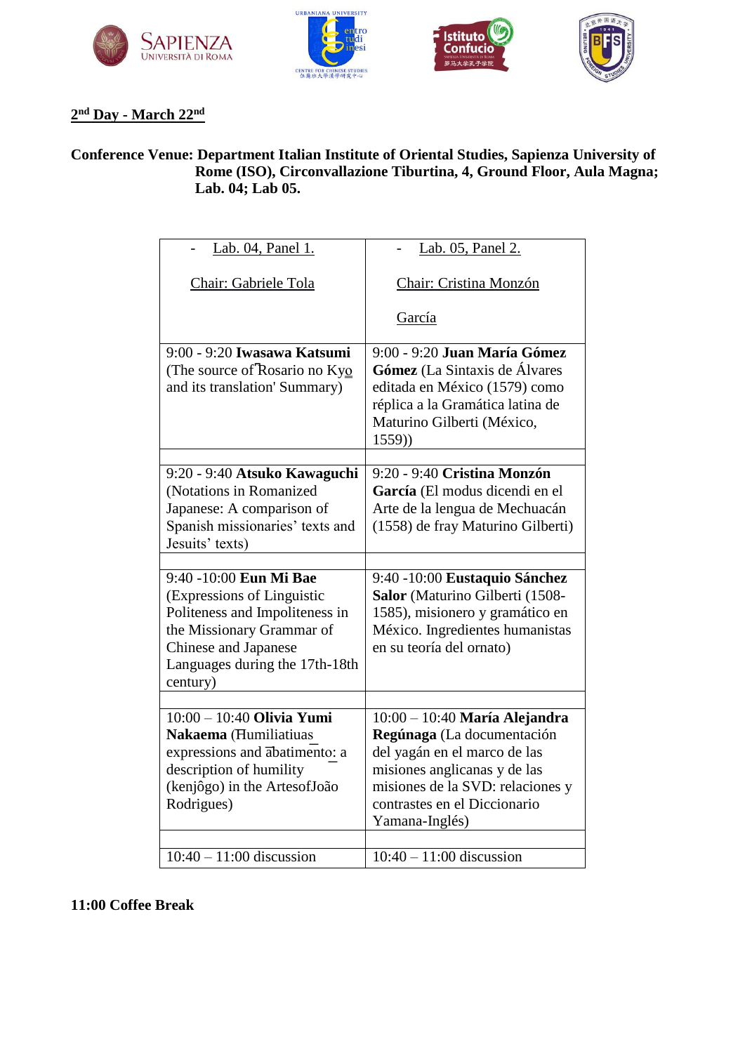## 2nd Day - March 22nd

**Conference Venue: Department Italian Institute of Oriental Studies, Sapienza University of Rome (ISO), Circonvallazione Tiburtina, 4, Ground Floor, Aula Magna; Lab. 04; Lab 05.**

| - Lab. 04, Panel 1. <br><br> Chair: Gabriele Tola | - Lab. 05, Panel 2. <br><br> Chair: Cristina Monzón García |
|---|---|
| 9:00 - 9:20 **Iwasawa Katsumi** (The source of 'Rosario no Kyo and its translation' Summary) | 9:00 - 9:20 **Juan María Gómez Gómez** (La Sintaxis de Álvares editada en México (1579) como réplica a la Gramática latina de Maturino Gilberti (México, 1559)) |
| | |
| 9:20 - 9:40 **Atsuko Kawaguchi** (Notations in Romanized Japanese: A comparison of Spanish missionaries' texts and Jesuits' texts) | 9:20 - 9:40 **Cristina Monzón García** (El modus dicendi en el Arte de la lengua de Mechuacán (1558) de fray Maturino Gilberti) |
| | |
| 9:40 -10:00 **Eun Mi Bae** (Expressions of Linguistic Politeness and Impoliteness in the Missionary Grammar of Chinese and Japanese Languages during the 17th-18th century) | 9:40 -10:00 **Eustaquio Sánchez Salor** (Maturino Gilberti (1508-1585), misionero y gramático en México. Ingredientes humanistas en su teoría del ornato) |
| | |
| 10:00 – 10:40 **Olivia Yumi Nakaema** (Humiliatiuas expressions and abatimento: a description of humility (kenjôgo) in the ArtesofJoão Rodrigues) | 10:00 – 10:40 **María Alejandra Regúnaga** (La documentación del yagán en el marco de las misiones anglicanas y de las misiones de la SVD: relaciones y contrastes en el Diccionario Yamana-Inglés) |
| | |
| 10:40 – 11:00 discussion | 10:40 – 11:00 discussion |

**11:00 Coffee Break**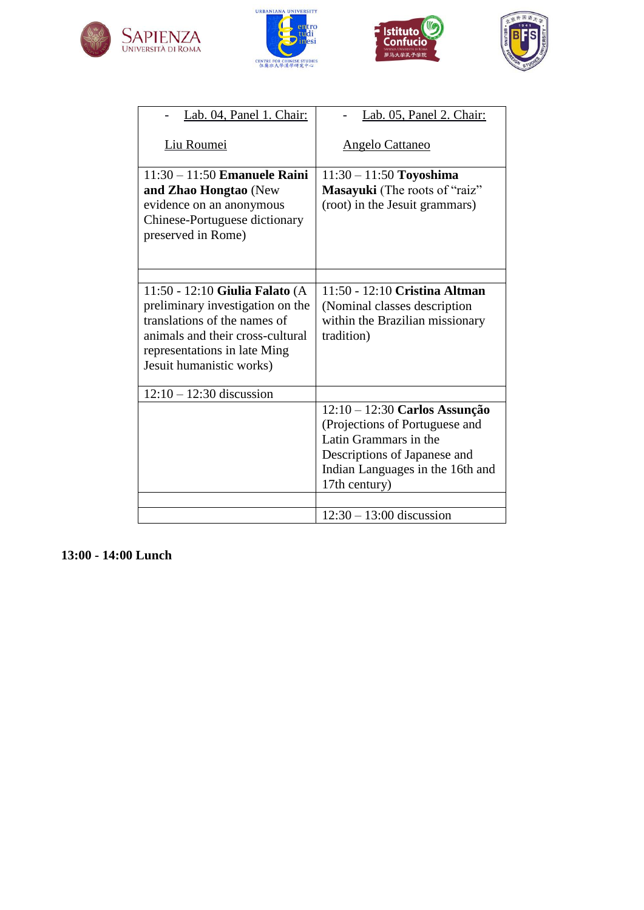| - Lab. 04, Panel 1. Chair: Liu Roumei | - Lab. 05, Panel 2. Chair: Angelo Cattaneo |
| --- | --- |
| 11:30 – 11:50 **Emanuele Raini and Zhao Hongtao** (New evidence on an anonymous Chinese-Portuguese dictionary preserved in Rome) | 11:30 – 11:50 **Toyoshima Masayuki** (The roots of “raiz” (root) in the Jesuit grammars) |
| | |
| 11:50 - 12:10 **Giulia Falato** (A preliminary investigation on the translations of the names of animals and their cross-cultural representations in late Ming Jesuit humanistic works) | 11:50 - 12:10 **Cristina Altman** (Nominal classes description within the Brazilian missionary tradition) |
| 12:10 – 12:30 discussion | |
| | 12:10 – 12:30 **Carlos Assunção** (Projections of Portuguese and Latin Grammars in the Descriptions of Japanese and Indian Languages in the 16th and 17th century) |
| | |
| | 12:30 – 13:00 discussion |

**13:00 - 14:00 Lunch**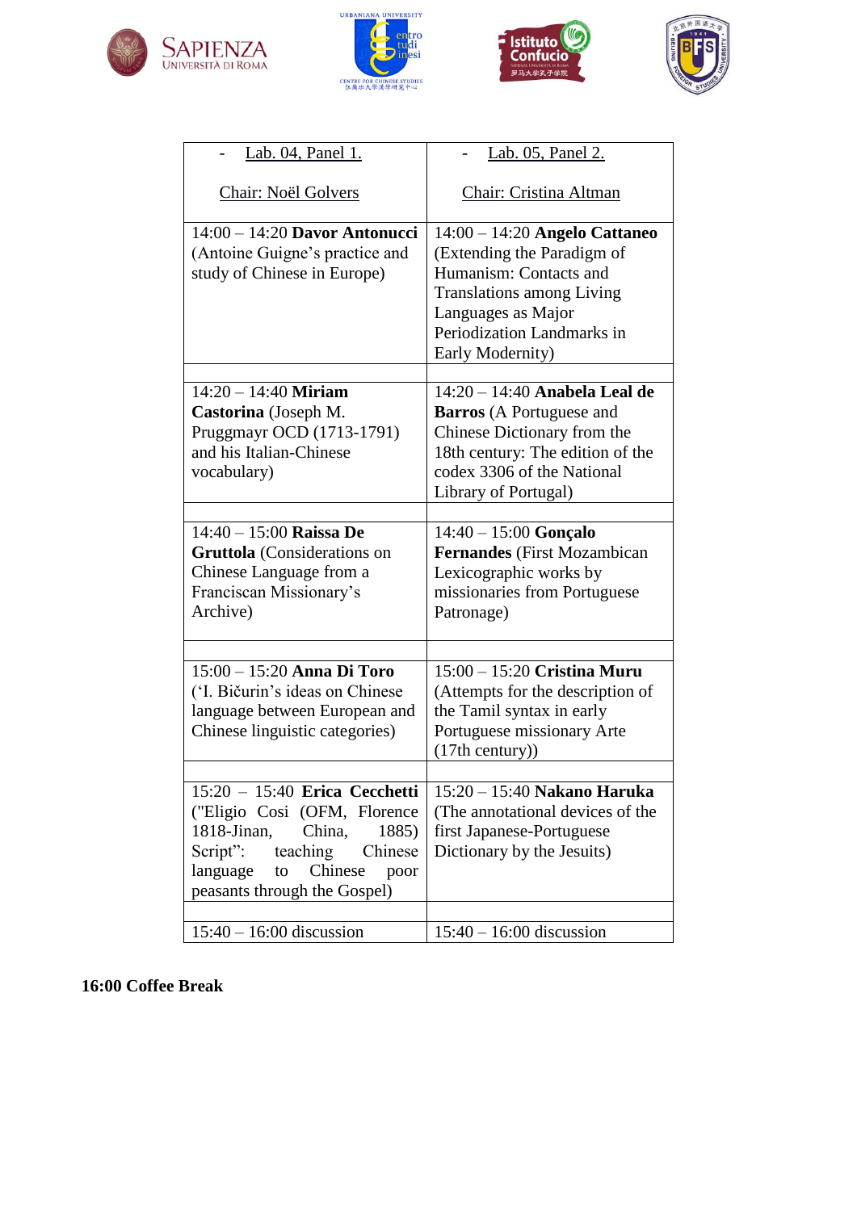| - Lab. 04, Panel 1. Chair: Noël Golvers | - Lab. 05, Panel 2. Chair: Cristina Altman |
|---|---|
| 14:00 – 14:20 **Davor Antonucci** (Antoine Guigne's practice and study of Chinese in Europe) | 14:00 – 14:20 **Angelo Cattaneo** (Extending the Paradigm of Humanism: Contacts and Translations among Living Languages as Major Periodization Landmarks in Early Modernity) |
| | |
| 14:20 – 14:40 **Miriam Castorina** (Joseph M. Pruggmayr OCD (1713-1791) and his Italian-Chinese vocabulary) | 14:20 – 14:40 **Anabela Leal de Barros** (A Portuguese and Chinese Dictionary from the 18th century: The edition of the codex 3306 of the National Library of Portugal) |
| | |
| 14:40 – 15:00 **Raissa De Gruttola** (Considerations on Chinese Language from a Franciscan Missionary's Archive) | 14:40 – 15:00 **Gonçalo Fernandes** (First Mozambican Lexicographic works by missionaries from Portuguese Patronage) |
| | |
| 15:00 – 15:20 **Anna Di Toro** ('I. Bičurin's ideas on Chinese language between European and Chinese linguistic categories) | 15:00 – 15:20 **Cristina Muru** (Attempts for the description of the Tamil syntax in early Portuguese missionary Arte (17th century)) |
| | |
| 15:20 – 15:40 **Erica Cecchetti** ("Eligio Cosi (OFM, Florence 1818-Jinan, China, 1885) Script": teaching Chinese language to Chinese poor peasants through the Gospel) | 15:20 – 15:40 **Nakano Haruka** (The annotational devices of the first Japanese-Portuguese Dictionary by the Jesuits) |
| | |
| 15:40 – 16:00 discussion | 15:40 – 16:00 discussion |

**16:00 Coffee Break**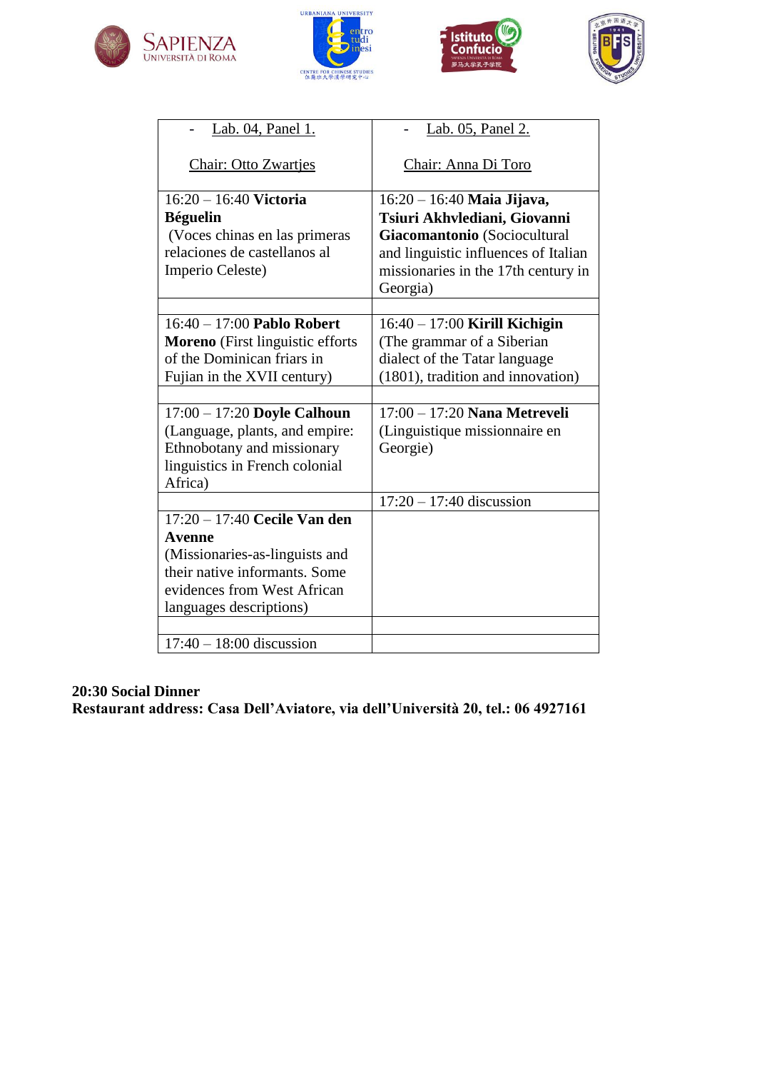| - Lab. 04, Panel 1.<br><br>Chair: Otto Zwartjes | - Lab. 05, Panel 2.<br><br>Chair: Anna Di Toro |
|---|---|
| 16:20 – 16:40 **Victoria Béguelin** (Voces chinas en las primeras relaciones de castellanos al Imperio Celeste) | 16:20 – 16:40 **Maia Jijava, Tsiuri Akhvlediani, Giovanni Giacomantonio** (Sociocultural and linguistic influences of Italian missionaries in the 17th century in Georgia) |
| | |
| 16:40 – 17:00 **Pablo Robert Moreno** (First linguistic efforts of the Dominican friars in Fujian in the XVII century) | 16:40 – 17:00 **Kirill Kichigin** (The grammar of a Siberian dialect of the Tatar language (1801), tradition and innovation) |
| | |
| 17:00 – 17:20 **Doyle Calhoun** (Language, plants, and empire: Ethnobotany and missionary linguistics in French colonial Africa) | 17:00 – 17:20 **Nana Metreveli** (Linguistique missionnaire en Georgie) |
| | 17:20 – 17:40 discussion |
| 17:20 – 17:40 **Cecile Van den Avenne** (Missionaries-as-linguists and their native informants. Some evidences from West African languages descriptions) | |
| | |
| 17:40 – 18:00 discussion | |

**20:30 Social Dinner**
**Restaurant address: Casa Dell'Aviatore, via dell'Università 20, tel.: 06 4927161**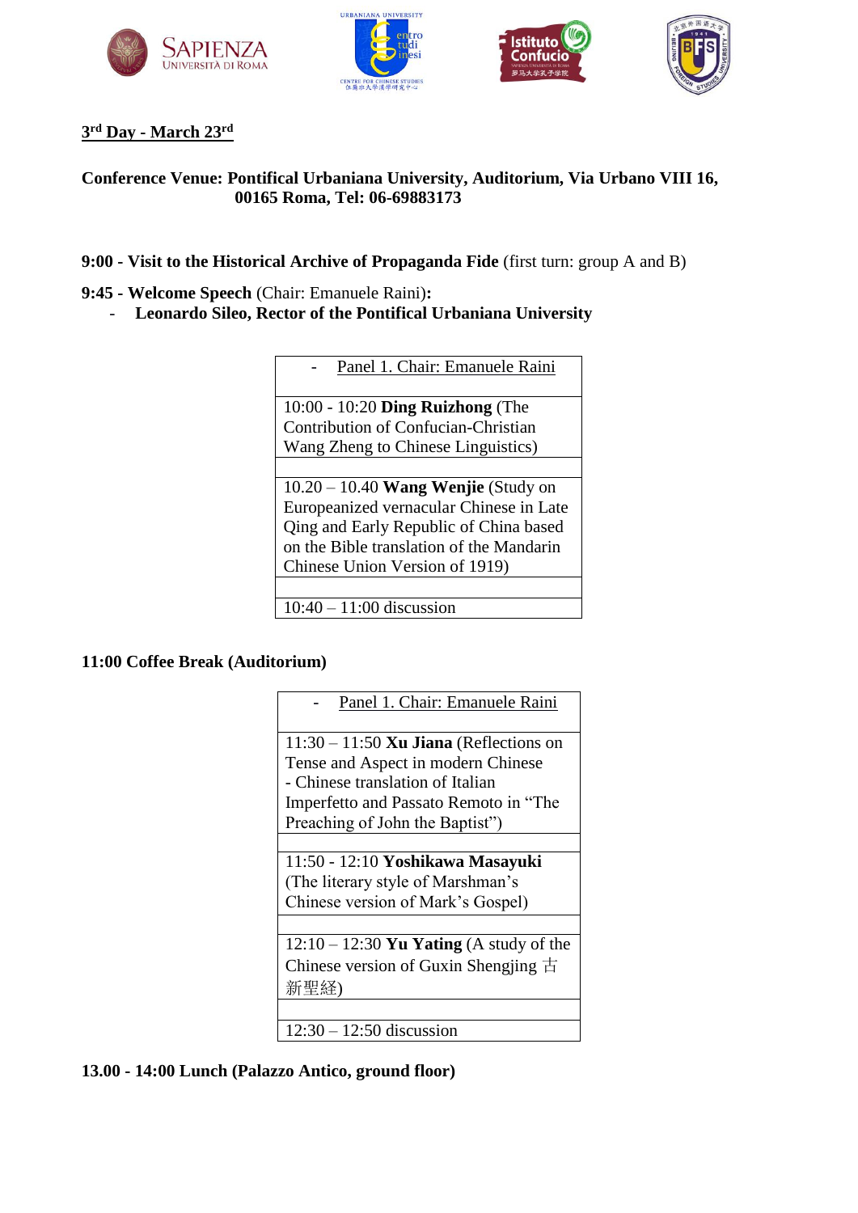**3rd Day - March 23rd**

**Conference Venue: Pontifical Urbaniana University, Auditorium, Via Urbano VIII 16, 00165 Roma, Tel: 06-69883173**

**9:00 - Visit to the Historical Archive of Propaganda Fide** (first turn: group A and B)

**9:45 - Welcome Speech** (Chair: Emanuele Raini)**:**

- **Leonardo Sileo, Rector of the Pontifical Urbaniana University**

| - Panel 1. Chair: Emanuele Raini |
|---|
| 10:00 - 10:20 **Ding Ruizhong** (The Contribution of Confucian-Christian Wang Zheng to Chinese Linguistics) |
| 10.20 – 10.40 **Wang Wenjie** (Study on Europeanized vernacular Chinese in Late Qing and Early Republic of China based on the Bible translation of the Mandarin Chinese Union Version of 1919) |
| 10:40 – 11:00 discussion |

**11:00 Coffee Break (Auditorium)**

| - Panel 1. Chair: Emanuele Raini |
|---|
| 11:30 – 11:50 **Xu Jiana** (Reflections on Tense and Aspect in modern Chinese - Chinese translation of Italian Imperfetto and Passato Remoto in “The Preaching of John the Baptist”) |
| 11:50 - 12:10 **Yoshikawa Masayuki** (The literary style of Marshman’s Chinese version of Mark’s Gospel) |
| 12:10 – 12:30 **Yu Yating** (A study of the Chinese version of Guxin Shengjing 古新聖経) |
| 12:30 – 12:50 discussion |

**13.00 - 14:00 Lunch (Palazzo Antico, ground floor)**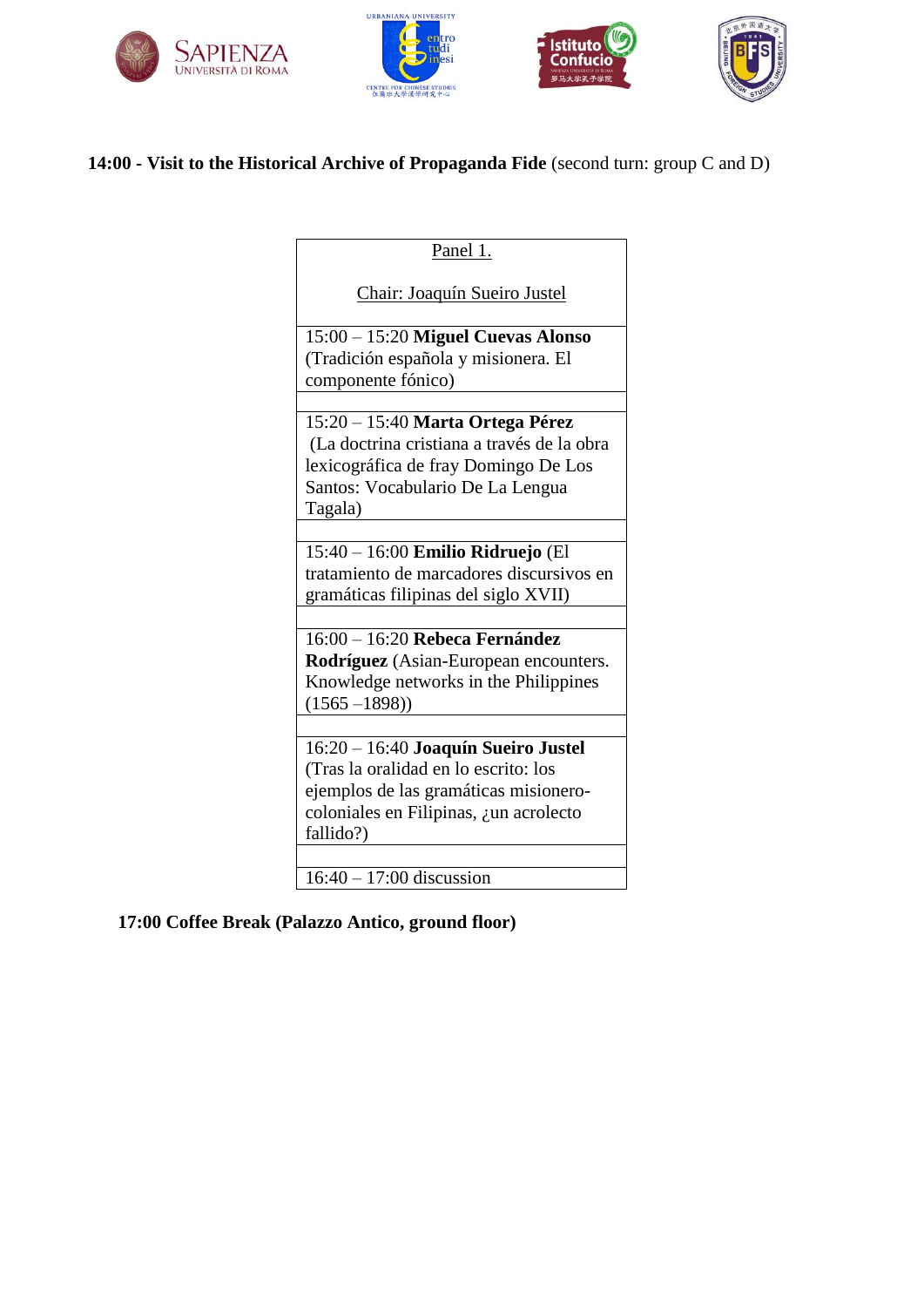**14:00 - Visit to the Historical Archive of Propaganda Fide** (second turn: group C and D)

| Panel 1.<br><br>Chair: Joaquín Sueiro Justel |
|---|
| 15:00 – 15:20 **Miguel Cuevas Alonso** (Tradición española y misionera. El componente fónico) |
| |
| 15:20 – 15:40 **Marta Ortega Pérez** (La doctrina cristiana a través de la obra lexicográfica de fray Domingo De Los Santos: Vocabulario De La Lengua Tagala) |
| |
| 15:40 – 16:00 **Emilio Ridruejo** (El tratamiento de marcadores discursivos en gramáticas filipinas del siglo XVII) |
| |
| 16:00 – 16:20 **Rebeca Fernández Rodríguez** (Asian-European encounters. Knowledge networks in the Philippines (1565 –1898)) |
| |
| 16:20 – 16:40 **Joaquín Sueiro Justel** (Tras la oralidad en lo escrito: los ejemplos de las gramáticas misionero-coloniales en Filipinas, ¿un acrolecto fallido?) |
| |
| 16:40 – 17:00 discussion |

**17:00 Coffee Break (Palazzo Antico, ground floor)**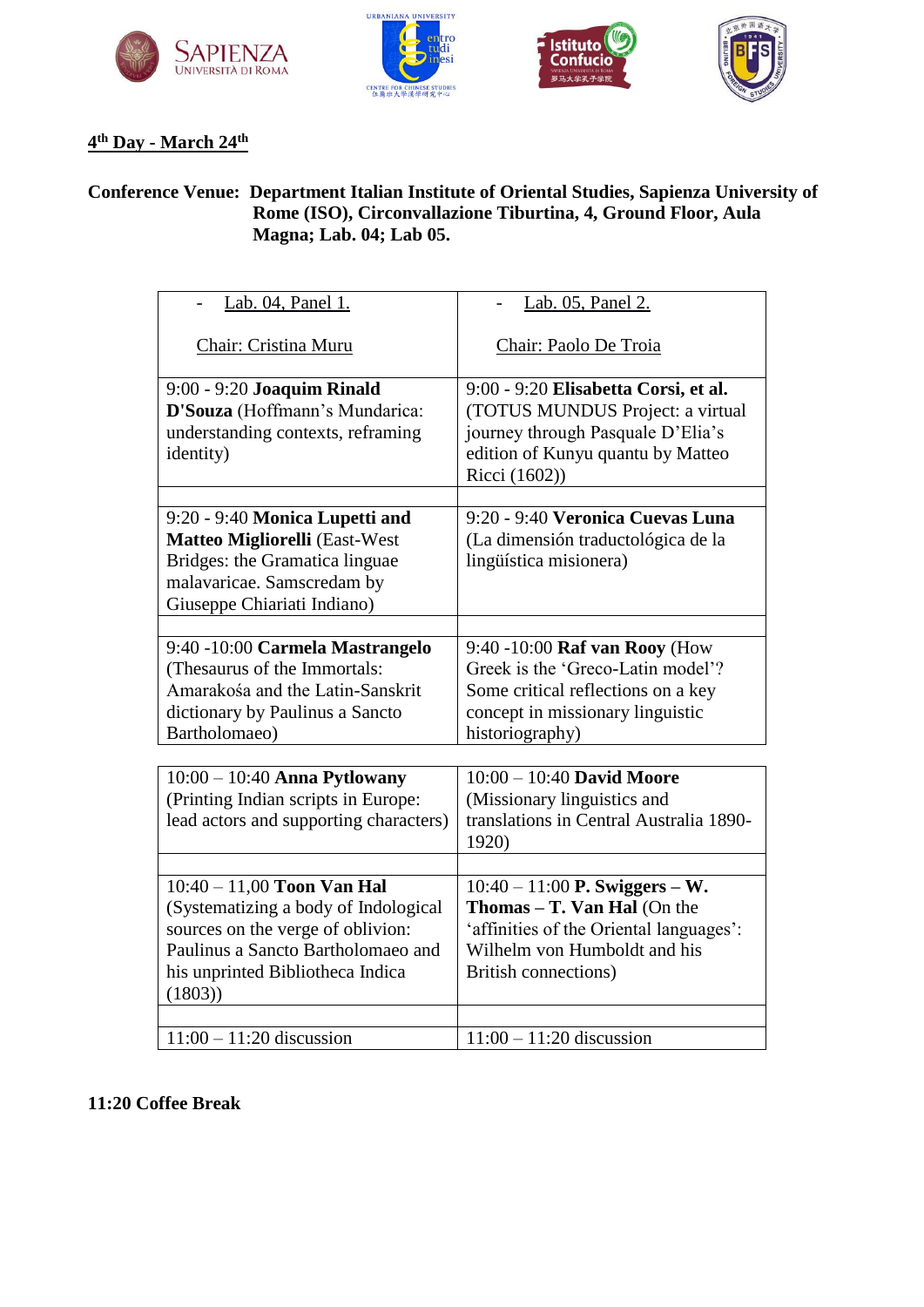**4th Day - March 24th**

**Conference Venue: Department Italian Institute of Oriental Studies, Sapienza University of Rome (ISO), Circonvallazione Tiburtina, 4, Ground Floor, Aula Magna; Lab. 04; Lab 05.**

| - Lab. 04, Panel 1. Chair: Cristina Muru | - Lab. 05, Panel 2. Chair: Paolo De Troia |
| --- | --- |
| 9:00 - 9:20 **Joaquim Rinald D'Souza** (Hoffmann's Mundarica: understanding contexts, reframing identity) | 9:00 - 9:20 **Elisabetta Corsi, et al.** (TOTUS MUNDUS Project: a virtual journey through Pasquale D'Elia's edition of Kunyu quantu by Matteo Ricci (1602)) |
| 9:20 - 9:40 **Monica Lupetti and Matteo Migliorelli** (East-West Bridges: the Gramatica linguae malavaricae. Samscredam by Giuseppe Chiariati Indiano) | 9:20 - 9:40 **Veronica Cuevas Luna** (La dimensión traductológica de la lingüística misionera) |
| 9:40 -10:00 **Carmela Mastrangelo** (Thesaurus of the Immortals: Amarakośa and the Latin-Sanskrit dictionary by Paulinus a Sancto Bartholomaeo) | 9:40 -10:00 **Raf van Rooy** (How Greek is the 'Greco-Latin model'? Some critical reflections on a key concept in missionary linguistic historiography) |
| 10:00 – 10:40 **Anna Pytlowany** (Printing Indian scripts in Europe: lead actors and supporting characters) | 10:00 – 10:40 **David Moore** (Missionary linguistics and translations in Central Australia 1890-1920) |
| 10:40 – 11,00 **Toon Van Hal** (Systematizing a body of Indological sources on the verge of oblivion: Paulinus a Sancto Bartholomaeo and his unprinted Bibliotheca Indica (1803)) | 10:40 – 11:00 **P. Swiggers – W. Thomas – T. Van Hal** (On the 'affinities of the Oriental languages': Wilhelm von Humboldt and his British connections) |
| 11:00 – 11:20 discussion | 11:00 – 11:20 discussion |

**11:20 Coffee Break**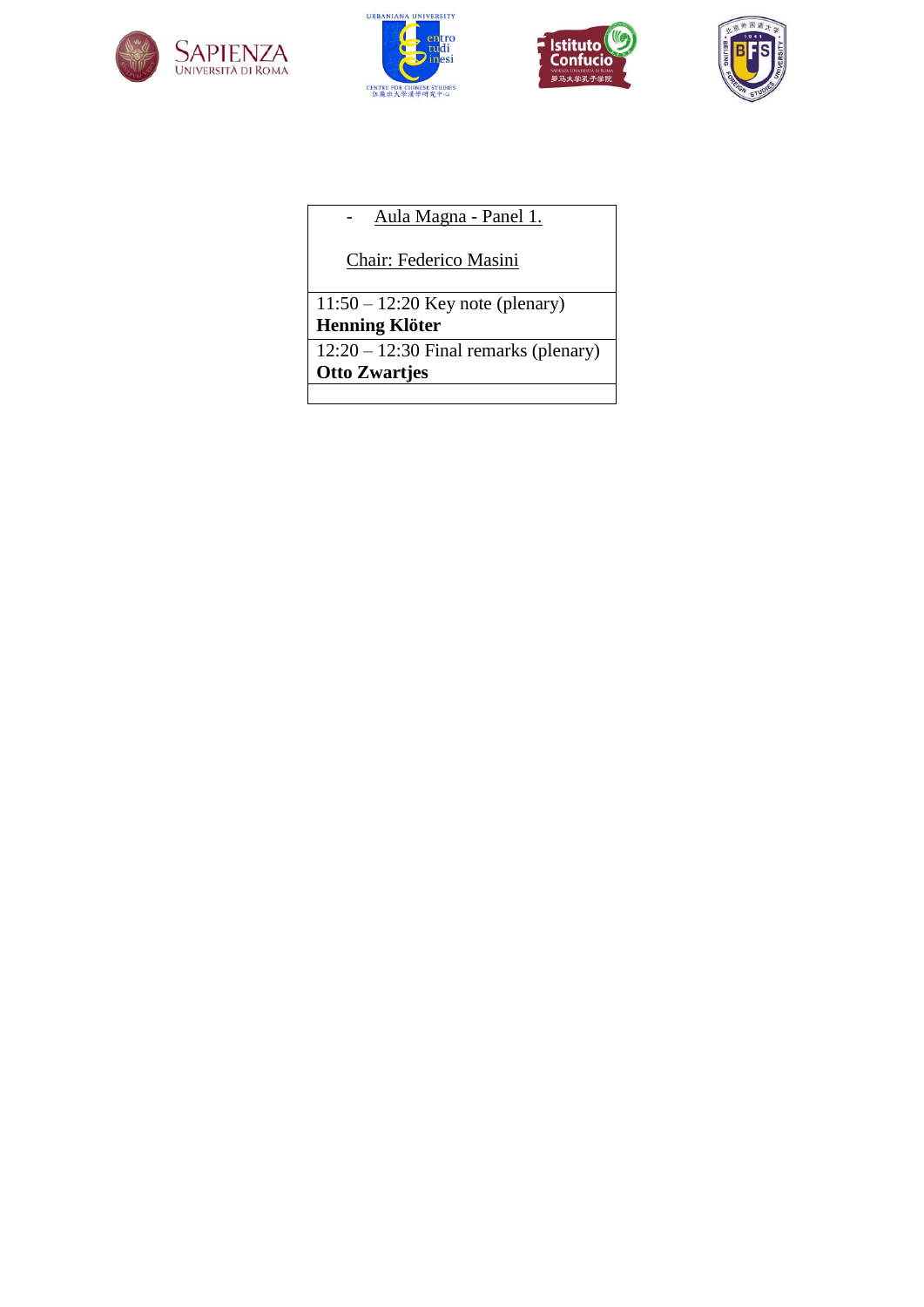| |
|---|
| - Aula Magna - Panel 1.<br><br>Chair: Federico Masini |
| 11:50 – 12:20 Key note (plenary)<br>**Henning Klöter** |
| 12:20 – 12:30 Final remarks (plenary)<br>**Otto Zwartjes** |
| |